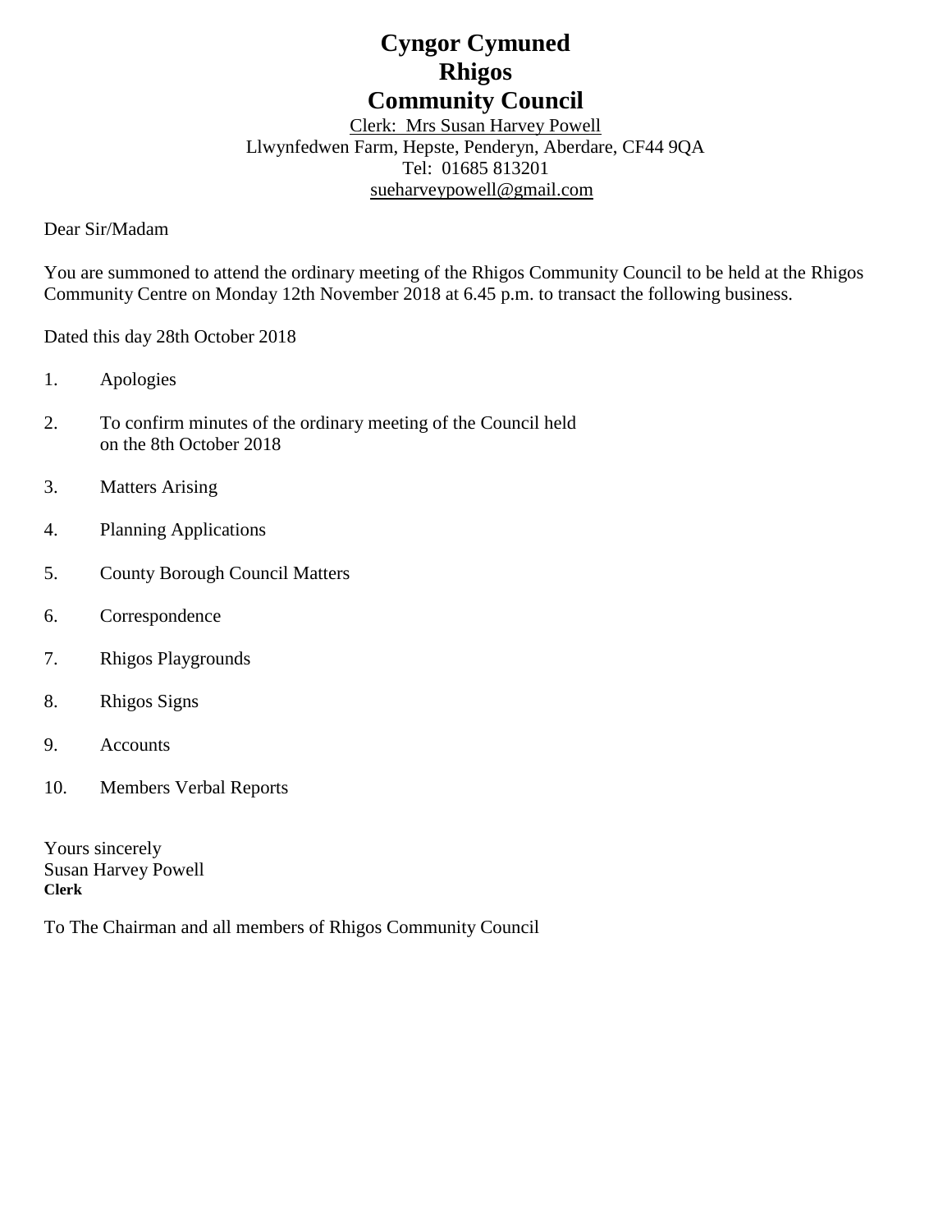# Cyngor Cymuned Rhigos Community Council

Clerk: Mrs Susan Harvey Powell
Llwynfedwen Farm, Hepste, Penderyn, Aberdare, CF44 9QA
Tel: 01685 813201
sueharveypowell@gmail.com

Dear Sir/Madam

You are summoned to attend the ordinary meeting of the Rhigos Community Council to be held at the Rhigos Community Centre on Monday 12th November 2018 at 6.45 p.m. to transact the following business.

Dated this day 28th October 2018

1. Apologies
2. To confirm minutes of the ordinary meeting of the Council held on the 8th October 2018
3. Matters Arising
4. Planning Applications
5. County Borough Council Matters
6. Correspondence
7. Rhigos Playgrounds
8. Rhigos Signs
9. Accounts
10. Members Verbal Reports

Yours sincerely
Susan Harvey Powell
**Clerk**

To The Chairman and all members of Rhigos Community Council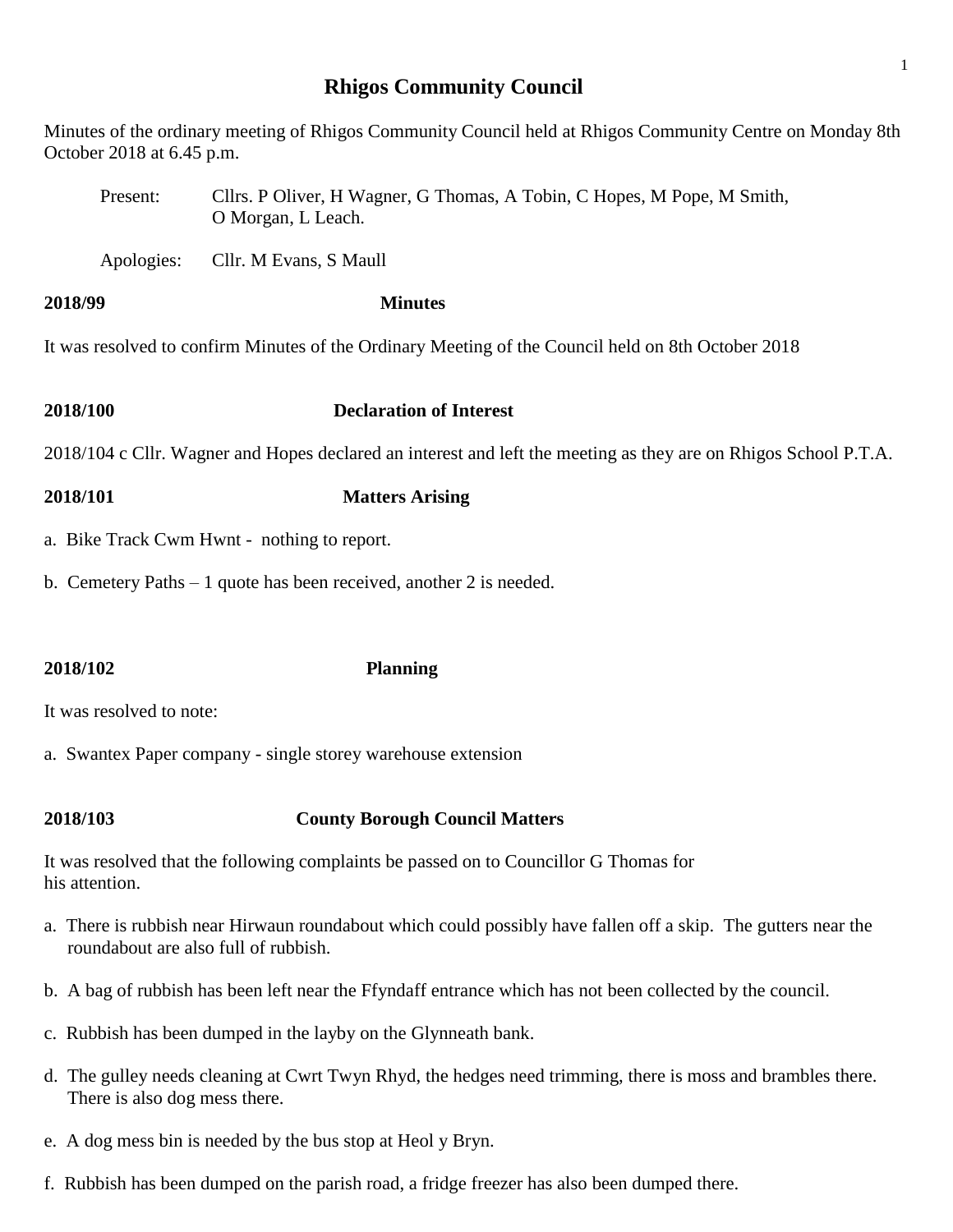# Rhigos Community Council

Minutes of the ordinary meeting of Rhigos Community Council held at Rhigos Community Centre on Monday 8th October 2018 at 6.45 p.m.

Present: Cllrs. P Oliver, H Wagner, G Thomas, A Tobin, C Hopes, M Pope, M Smith, O Morgan, L Leach.

Apologies: Cllr. M Evans, S Maull

**2018/99** **Minutes**

It was resolved to confirm Minutes of the Ordinary Meeting of the Council held on 8th October 2018

**2018/100** **Declaration of Interest**

2018/104 c Cllr. Wagner and Hopes declared an interest and left the meeting as they are on Rhigos School P.T.A.

**2018/101** **Matters Arising**

a. Bike Track Cwm Hwnt - nothing to report.

b. Cemetery Paths – 1 quote has been received, another 2 is needed.

**2018/102** **Planning**

It was resolved to note:

a. Swantex Paper company - single storey warehouse extension

**2018/103** **County Borough Council Matters**

It was resolved that the following complaints be passed on to Councillor G Thomas for his attention.

a. There is rubbish near Hirwaun roundabout which could possibly have fallen off a skip. The gutters near the roundabout are also full of rubbish.

b. A bag of rubbish has been left near the Ffyndaff entrance which has not been collected by the council.

c. Rubbish has been dumped in the layby on the Glynneath bank.

d. The gulley needs cleaning at Cwrt Twyn Rhyd, the hedges need trimming, there is moss and brambles there. There is also dog mess there.

e. A dog mess bin is needed by the bus stop at Heol y Bryn.

f. Rubbish has been dumped on the parish road, a fridge freezer has also been dumped there.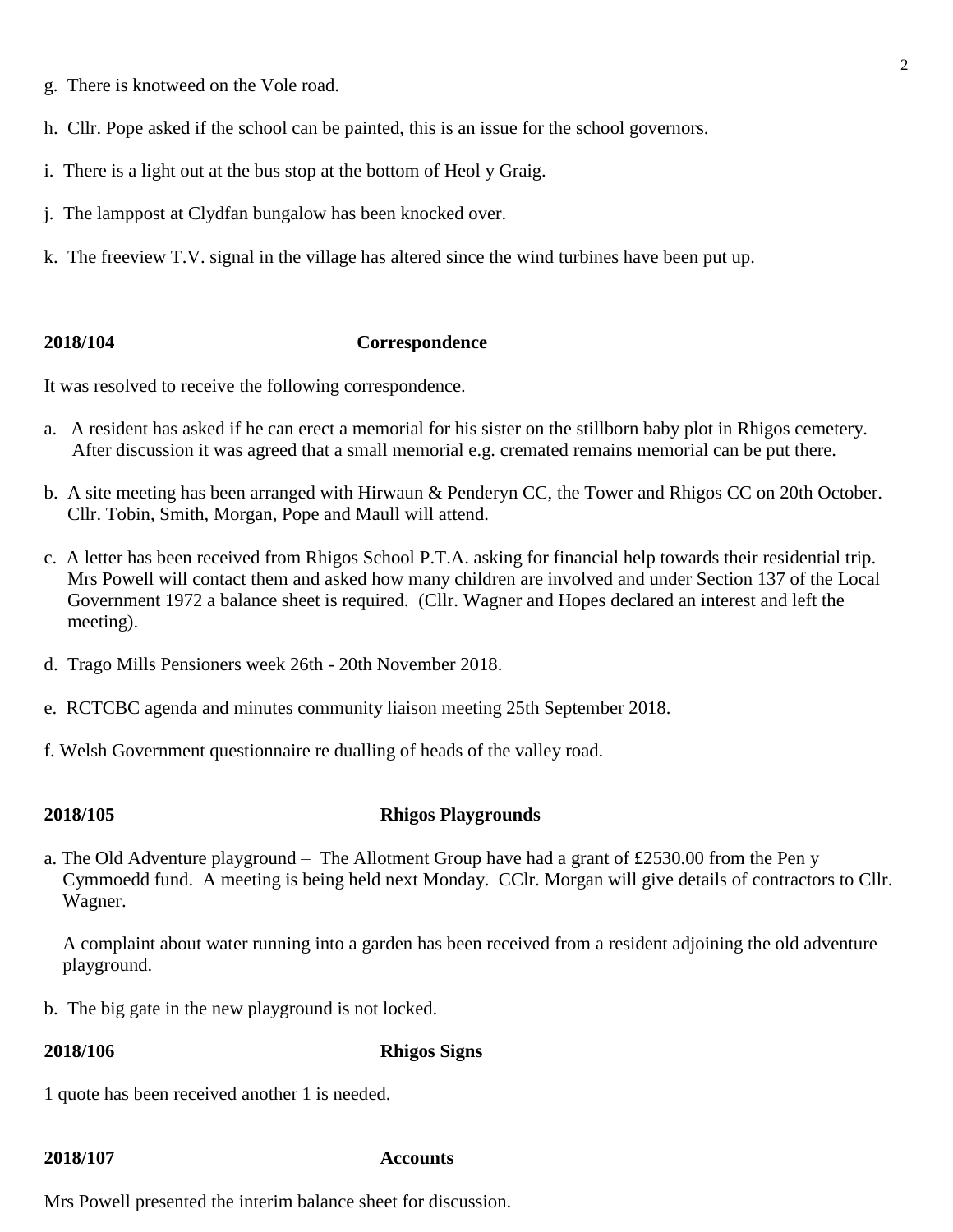g. There is knotweed on the Vole road.

h. Cllr. Pope asked if the school can be painted, this is an issue for the school governors.

i. There is a light out at the bus stop at the bottom of Heol y Graig.

j. The lamppost at Clydfan bungalow has been knocked over.

k. The freeview T.V. signal in the village has altered since the wind turbines have been put up.

**2018/104 Correspondence**

It was resolved to receive the following correspondence.

a. A resident has asked if he can erect a memorial for his sister on the stillborn baby plot in Rhigos cemetery. After discussion it was agreed that a small memorial e.g. cremated remains memorial can be put there.

b. A site meeting has been arranged with Hirwaun & Penderyn CC, the Tower and Rhigos CC on 20th October. Cllr. Tobin, Smith, Morgan, Pope and Maull will attend.

c. A letter has been received from Rhigos School P.T.A. asking for financial help towards their residential trip. Mrs Powell will contact them and asked how many children are involved and under Section 137 of the Local Government 1972 a balance sheet is required. (Cllr. Wagner and Hopes declared an interest and left the meeting).

d. Trago Mills Pensioners week 26th - 20th November 2018.

e. RCTCBC agenda and minutes community liaison meeting 25th September 2018.

f. Welsh Government questionnaire re dualling of heads of the valley road.

**2018/105 Rhigos Playgrounds**

a. The Old Adventure playground – The Allotment Group have had a grant of £2530.00 from the Pen y Cymmoedd fund. A meeting is being held next Monday. CClr. Morgan will give details of contractors to Cllr. Wagner.

A complaint about water running into a garden has been received from a resident adjoining the old adventure playground.

b. The big gate in the new playground is not locked.

**2018/106 Rhigos Signs**

1 quote has been received another 1 is needed.

**2018/107 Accounts**

Mrs Powell presented the interim balance sheet for discussion.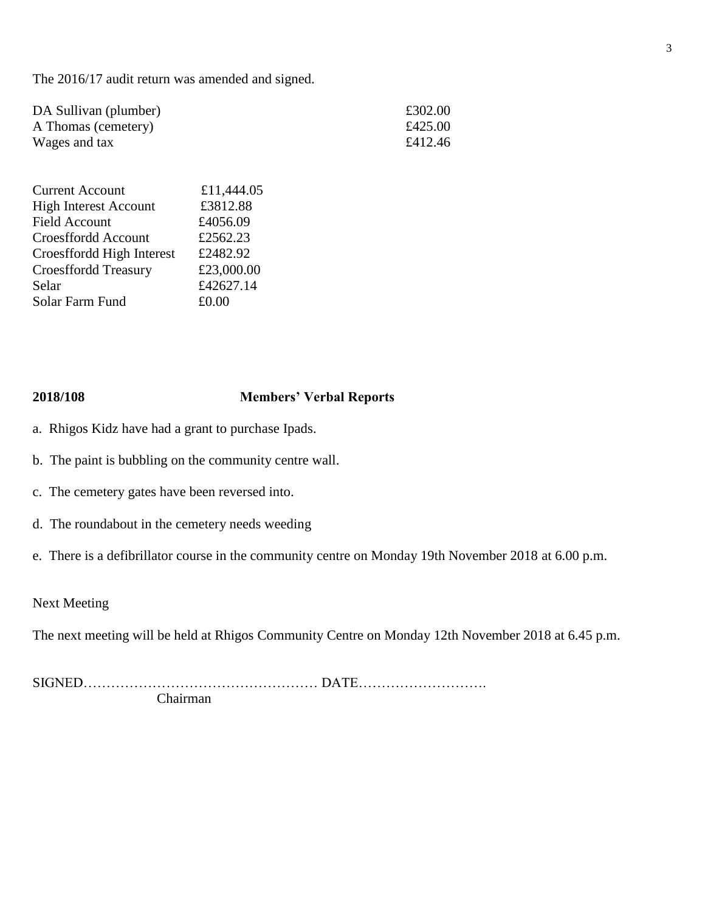The 2016/17 audit return was amended and signed.

| | |
|---|---|
| DA Sullivan (plumber) | £302.00 |
| A Thomas (cemetery) | £425.00 |
| Wages and tax | £412.46 |

| | |
|---|---|
| Current Account | £11,444.05 |
| High Interest Account | £3812.88 |
| Field Account | £4056.09 |
| Croesffordd Account | £2562.23 |
| Croesffordd High Interest | £2482.92 |
| Croesffordd Treasury | £23,000.00 |
| Selar | £42627.14 |
| Solar Farm Fund | £0.00 |

**2018/108 Members' Verbal Reports**

a. Rhigos Kidz have had a grant to purchase Ipads.

b. The paint is bubbling on the community centre wall.

c. The cemetery gates have been reversed into.

d. The roundabout in the cemetery needs weeding

e. There is a defibrillator course in the community centre on Monday 19th November 2018 at 6.00 p.m.

Next Meeting

The next meeting will be held at Rhigos Community Centre on Monday 12th November 2018 at 6.45 p.m.

SIGNED…………………………………………… DATE……………………….
Chairman